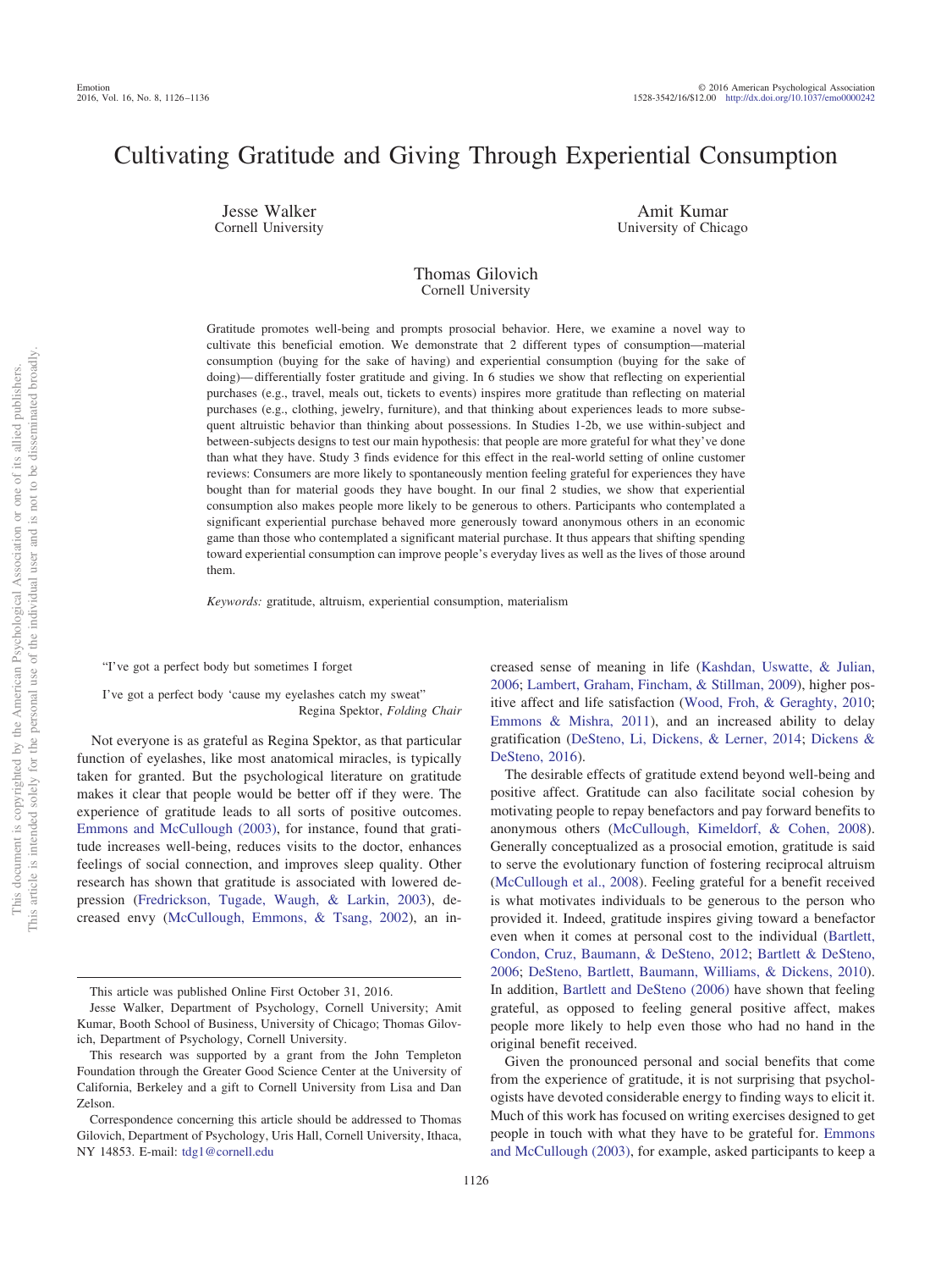# Cultivating Gratitude and Giving Through Experiential Consumption

Jesse Walker
Cornell University

Amit Kumar
University of Chicago

Thomas Gilovich
Cornell University

Gratitude promotes well-being and prompts prosocial behavior. Here, we examine a novel way to cultivate this beneficial emotion. We demonstrate that 2 different types of consumption—material consumption (buying for the sake of having) and experiential consumption (buying for the sake of doing)—differentially foster gratitude and giving. In 6 studies we show that reflecting on experiential purchases (e.g., travel, meals out, tickets to events) inspires more gratitude than reflecting on material purchases (e.g., clothing, jewelry, furniture), and that thinking about experiences leads to more subsequent altruistic behavior than thinking about possessions. In Studies 1-2b, we use within-subject and between-subjects designs to test our main hypothesis: that people are more grateful for what they've done than what they have. Study 3 finds evidence for this effect in the real-world setting of online customer reviews: Consumers are more likely to spontaneously mention feeling grateful for experiences they have bought than for material goods they have bought. In our final 2 studies, we show that experiential consumption also makes people more likely to be generous to others. Participants who contemplated a significant experiential purchase behaved more generously toward anonymous others in an economic game than those who contemplated a significant material purchase. It thus appears that shifting spending toward experiential consumption can improve people's everyday lives as well as the lives of those around them.

*Keywords:* gratitude, altruism, experiential consumption, materialism

> "I've got a perfect body but sometimes I forget
>
> I've got a perfect body 'cause my eyelashes catch my sweat"
>
> Regina Spektor, *Folding Chair*

Not everyone is as grateful as Regina Spektor, as that particular function of eyelashes, like most anatomical miracles, is typically taken for granted. But the psychological literature on gratitude makes it clear that people would be better off if they were. The experience of gratitude leads to all sorts of positive outcomes. Emmons and McCullough (2003), for instance, found that gratitude increases well-being, reduces visits to the doctor, enhances feelings of social connection, and improves sleep quality. Other research has shown that gratitude is associated with lowered depression (Fredrickson, Tugade, Waugh, & Larkin, 2003), decreased envy (McCullough, Emmons, & Tsang, 2002), an increased sense of meaning in life (Kashdan, Uswatte, & Julian, 2006; Lambert, Graham, Fincham, & Stillman, 2009), higher positive affect and life satisfaction (Wood, Froh, & Geraghty, 2010; Emmons & Mishra, 2011), and an increased ability to delay gratification (DeSteno, Li, Dickens, & Lerner, 2014; Dickens & DeSteno, 2016).

The desirable effects of gratitude extend beyond well-being and positive affect. Gratitude can also facilitate social cohesion by motivating people to repay benefactors and pay forward benefits to anonymous others (McCullough, Kimeldorf, & Cohen, 2008). Generally conceptualized as a prosocial emotion, gratitude is said to serve the evolutionary function of fostering reciprocal altruism (McCullough et al., 2008). Feeling grateful for a benefit received is what motivates individuals to be generous to the person who provided it. Indeed, gratitude inspires giving toward a benefactor even when it comes at personal cost to the individual (Bartlett, Condon, Cruz, Baumann, & DeSteno, 2012; Bartlett & DeSteno, 2006; DeSteno, Bartlett, Baumann, Williams, & Dickens, 2010). In addition, Bartlett and DeSteno (2006) have shown that feeling grateful, as opposed to feeling general positive affect, makes people more likely to help even those who had no hand in the original benefit received.

Given the pronounced personal and social benefits that come from the experience of gratitude, it is not surprising that psychologists have devoted considerable energy to finding ways to elicit it. Much of this work has focused on writing exercises designed to get people in touch with what they have to be grateful for. Emmons and McCullough (2003), for example, asked participants to keep a

---

This article was published Online First October 31, 2016.

Jesse Walker, Department of Psychology, Cornell University; Amit Kumar, Booth School of Business, University of Chicago; Thomas Gilovich, Department of Psychology, Cornell University.

This research was supported by a grant from the John Templeton Foundation through the Greater Good Science Center at the University of California, Berkeley and a gift to Cornell University from Lisa and Dan Zelson.

Correspondence concerning this article should be addressed to Thomas Gilovich, Department of Psychology, Uris Hall, Cornell University, Ithaca, NY 14853. E-mail: tdg1@cornell.edu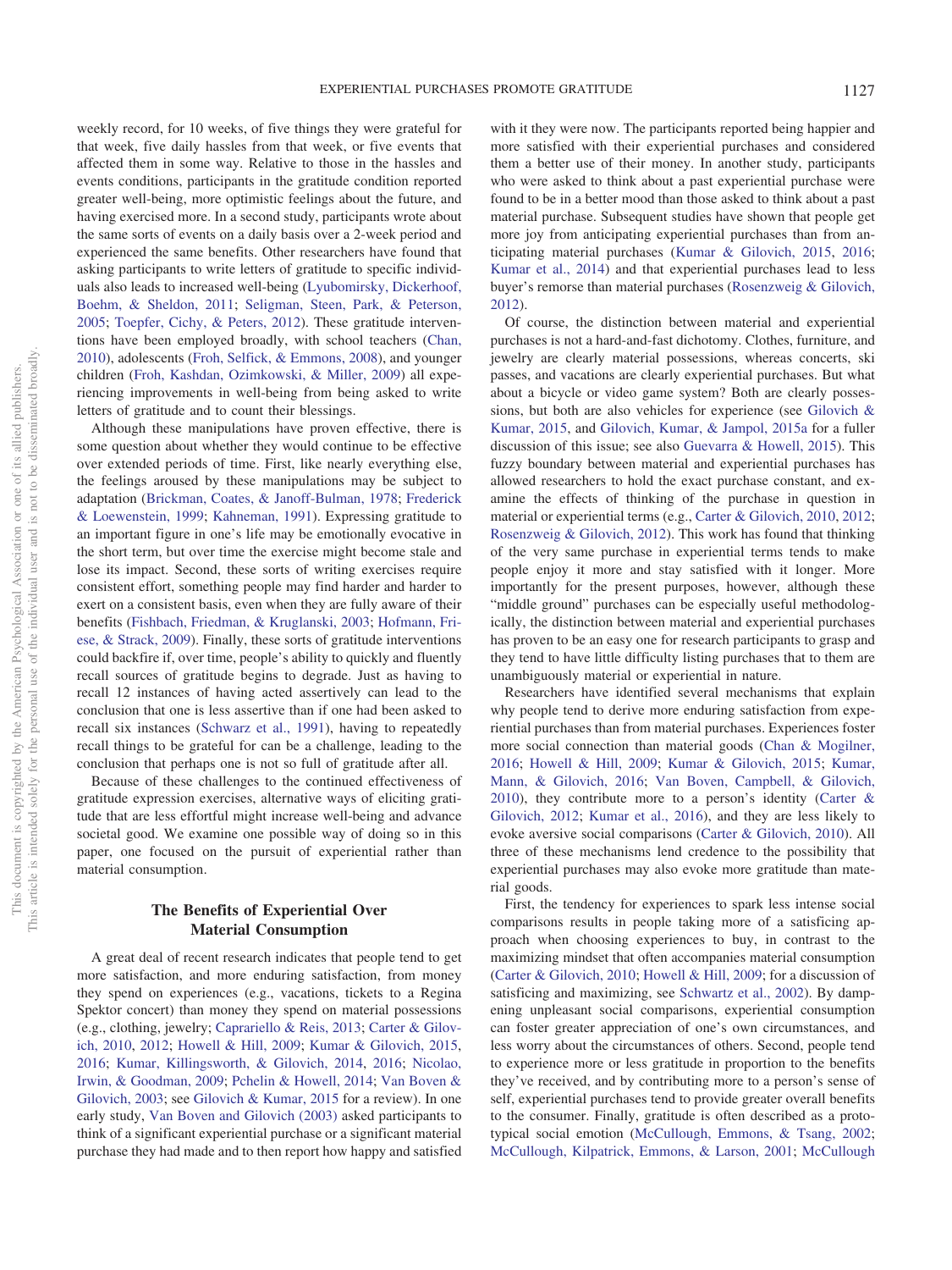weekly record, for 10 weeks, of five things they were grateful for that week, five daily hassles from that week, or five events that affected them in some way. Relative to those in the hassles and events conditions, participants in the gratitude condition reported greater well-being, more optimistic feelings about the future, and having exercised more. In a second study, participants wrote about the same sorts of events on a daily basis over a 2-week period and experienced the same benefits. Other researchers have found that asking participants to write letters of gratitude to specific individuals also leads to increased well-being (Lyubomirsky, Dickerhoof, Boehm, & Sheldon, 2011; Seligman, Steen, Park, & Peterson, 2005; Toepfer, Cichy, & Peters, 2012). These gratitude interventions have been employed broadly, with school teachers (Chan, 2010), adolescents (Froh, Selfick, & Emmons, 2008), and younger children (Froh, Kashdan, Ozimkowski, & Miller, 2009) all experiencing improvements in well-being from being asked to write letters of gratitude and to count their blessings.

Although these manipulations have proven effective, there is some question about whether they would continue to be effective over extended periods of time. First, like nearly everything else, the feelings aroused by these manipulations may be subject to adaptation (Brickman, Coates, & Janoff-Bulman, 1978; Frederick & Loewenstein, 1999; Kahneman, 1991). Expressing gratitude to an important figure in one's life may be emotionally evocative in the short term, but over time the exercise might become stale and lose its impact. Second, these sorts of writing exercises require consistent effort, something people may find harder and harder to exert on a consistent basis, even when they are fully aware of their benefits (Fishbach, Friedman, & Kruglanski, 2003; Hofmann, Friese, & Strack, 2009). Finally, these sorts of gratitude interventions could backfire if, over time, people's ability to quickly and fluently recall sources of gratitude begins to degrade. Just as having to recall 12 instances of having acted assertively can lead to the conclusion that one is less assertive than if one had been asked to recall six instances (Schwarz et al., 1991), having to repeatedly recall things to be grateful for can be a challenge, leading to the conclusion that perhaps one is not so full of gratitude after all.

Because of these challenges to the continued effectiveness of gratitude expression exercises, alternative ways of eliciting gratitude that are less effortful might increase well-being and advance societal good. We examine one possible way of doing so in this paper, one focused on the pursuit of experiential rather than material consumption.

## The Benefits of Experiential Over Material Consumption

A great deal of recent research indicates that people tend to get more satisfaction, and more enduring satisfaction, from money they spend on experiences (e.g., vacations, tickets to a Regina Spektor concert) than money they spend on material possessions (e.g., clothing, jewelry; Caprariello & Reis, 2013; Carter & Gilovich, 2010, 2012; Howell & Hill, 2009; Kumar & Gilovich, 2015, 2016; Kumar, Killingsworth, & Gilovich, 2014, 2016; Nicolao, Irwin, & Goodman, 2009; Pchelin & Howell, 2014; Van Boven & Gilovich, 2003; see Gilovich & Kumar, 2015 for a review). In one early study, Van Boven and Gilovich (2003) asked participants to think of a significant experiential purchase or a significant material purchase they had made and to then report how happy and satisfied with it they were now. The participants reported being happier and more satisfied with their experiential purchases and considered them a better use of their money. In another study, participants who were asked to think about a past experiential purchase were found to be in a better mood than those asked to think about a past material purchase. Subsequent studies have shown that people get more joy from anticipating experiential purchases than from anticipating material purchases (Kumar & Gilovich, 2015, 2016; Kumar et al., 2014) and that experiential purchases lead to less buyer's remorse than material purchases (Rosenzweig & Gilovich, 2012).

Of course, the distinction between material and experiential purchases is not a hard-and-fast dichotomy. Clothes, furniture, and jewelry are clearly material possessions, whereas concerts, ski passes, and vacations are clearly experiential purchases. But what about a bicycle or video game system? Both are clearly possessions, but both are also vehicles for experience (see Gilovich & Kumar, 2015, and Gilovich, Kumar, & Jampol, 2015a for a fuller discussion of this issue; see also Guevarra & Howell, 2015). This fuzzy boundary between material and experiential purchases has allowed researchers to hold the exact purchase constant, and examine the effects of thinking of the purchase in question in material or experiential terms (e.g., Carter & Gilovich, 2010, 2012; Rosenzweig & Gilovich, 2012). This work has found that thinking of the very same purchase in experiential terms tends to make people enjoy it more and stay satisfied with it longer. More importantly for the present purposes, however, although these "middle ground" purchases can be especially useful methodologically, the distinction between material and experiential purchases has proven to be an easy one for research participants to grasp and they tend to have little difficulty listing purchases that to them are unambiguously material or experiential in nature.

Researchers have identified several mechanisms that explain why people tend to derive more enduring satisfaction from experiential purchases than from material purchases. Experiences foster more social connection than material goods (Chan & Mogilner, 2016; Howell & Hill, 2009; Kumar & Gilovich, 2015; Kumar, Mann, & Gilovich, 2016; Van Boven, Campbell, & Gilovich, 2010), they contribute more to a person's identity (Carter & Gilovich, 2012; Kumar et al., 2016), and they are less likely to evoke aversive social comparisons (Carter & Gilovich, 2010). All three of these mechanisms lend credence to the possibility that experiential purchases may also evoke more gratitude than material goods.

First, the tendency for experiences to spark less intense social comparisons results in people taking more of a satisficing approach when choosing experiences to buy, in contrast to the maximizing mindset that often accompanies material consumption (Carter & Gilovich, 2010; Howell & Hill, 2009; for a discussion of satisficing and maximizing, see Schwartz et al., 2002). By dampening unpleasant social comparisons, experiential consumption can foster greater appreciation of one's own circumstances, and less worry about the circumstances of others. Second, people tend to experience more or less gratitude in proportion to the benefits they've received, and by contributing more to a person's sense of self, experiential purchases tend to provide greater overall benefits to the consumer. Finally, gratitude is often described as a prototypical social emotion (McCullough, Emmons, & Tsang, 2002; McCullough, Kilpatrick, Emmons, & Larson, 2001; McCullough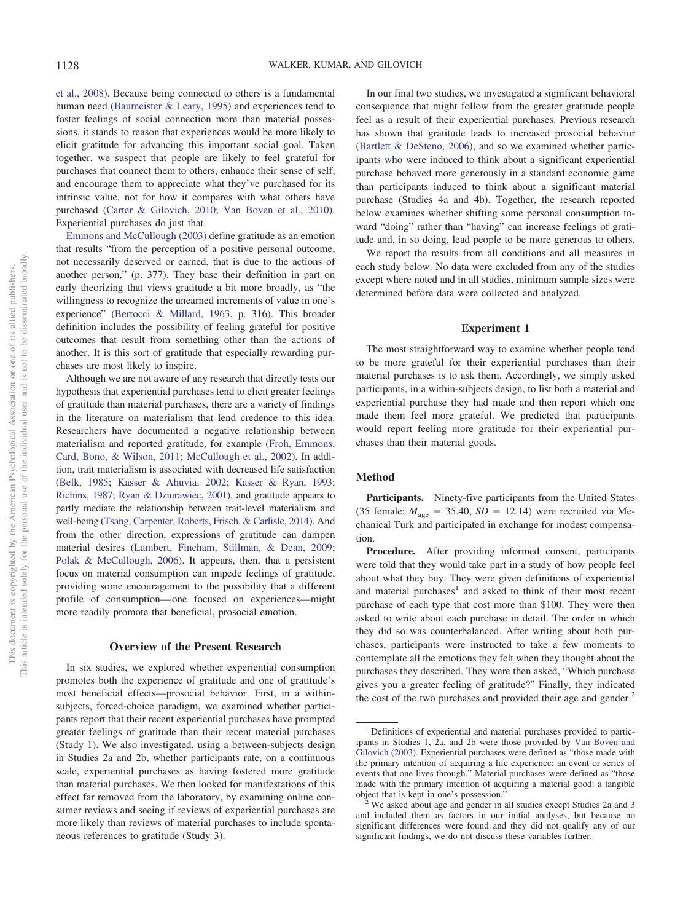et al., 2008). Because being connected to others is a fundamental human need (Baumeister & Leary, 1995) and experiences tend to foster feelings of social connection more than material possessions, it stands to reason that experiences would be more likely to elicit gratitude for advancing this important social goal. Taken together, we suspect that people are likely to feel grateful for purchases that connect them to others, enhance their sense of self, and encourage them to appreciate what they've purchased for its intrinsic value, not for how it compares with what others have purchased (Carter & Gilovich, 2010; Van Boven et al., 2010). Experiential purchases do just that.

Emmons and McCullough (2003) define gratitude as an emotion that results "from the perception of a positive personal outcome, not necessarily deserved or earned, that is due to the actions of another person," (p. 377). They base their definition in part on early theorizing that views gratitude a bit more broadly, as "the willingness to recognize the unearned increments of value in one's experience" (Bertocci & Millard, 1963, p. 316). This broader definition includes the possibility of feeling grateful for positive outcomes that result from something other than the actions of another. It is this sort of gratitude that especially rewarding purchases are most likely to inspire.

Although we are not aware of any research that directly tests our hypothesis that experiential purchases tend to elicit greater feelings of gratitude than material purchases, there are a variety of findings in the literature on materialism that lend credence to this idea. Researchers have documented a negative relationship between materialism and reported gratitude, for example (Froh, Emmons, Card, Bono, & Wilson, 2011; McCullough et al., 2002). In addition, trait materialism is associated with decreased life satisfaction (Belk, 1985; Kasser & Ahuvia, 2002; Kasser & Ryan, 1993; Richins, 1987; Ryan & Dziurawiec, 2001), and gratitude appears to partly mediate the relationship between trait-level materialism and well-being (Tsang, Carpenter, Roberts, Frisch, & Carlisle, 2014). And from the other direction, expressions of gratitude can dampen material desires (Lambert, Fincham, Stillman, & Dean, 2009; Polak & McCullough, 2006). It appears, then, that a persistent focus on material consumption can impede feelings of gratitude, providing some encouragement to the possibility that a different profile of consumption—one focused on experiences—might more readily promote that beneficial, prosocial emotion.

## Overview of the Present Research

In six studies, we explored whether experiential consumption promotes both the experience of gratitude and one of gratitude's most beneficial effects—prosocial behavior. First, in a within-subjects, forced-choice paradigm, we examined whether participants report that their recent experiential purchases have prompted greater feelings of gratitude than their recent material purchases (Study 1). We also investigated, using a between-subjects design in Studies 2a and 2b, whether participants rate, on a continuous scale, experiential purchases as having fostered more gratitude than material purchases. We then looked for manifestations of this effect far removed from the laboratory, by examining online consumer reviews and seeing if reviews of experiential purchases are more likely than reviews of material purchases to include spontaneous references to gratitude (Study 3).

In our final two studies, we investigated a significant behavioral consequence that might follow from the greater gratitude people feel as a result of their experiential purchases. Previous research has shown that gratitude leads to increased prosocial behavior (Bartlett & DeSteno, 2006), and so we examined whether participants who were induced to think about a significant experiential purchase behaved more generously in a standard economic game than participants induced to think about a significant material purchase (Studies 4a and 4b). Together, the research reported below examines whether shifting some personal consumption toward "doing" rather than "having" can increase feelings of gratitude and, in so doing, lead people to be more generous to others.

We report the results from all conditions and all measures in each study below. No data were excluded from any of the studies except where noted and in all studies, minimum sample sizes were determined before data were collected and analyzed.

## Experiment 1

The most straightforward way to examine whether people tend to be more grateful for their experiential purchases than their material purchases is to ask them. Accordingly, we simply asked participants, in a within-subjects design, to list both a material and experiential purchase they had made and then report which one made them feel more grateful. We predicted that participants would report feeling more gratitude for their experiential purchases than their material goods.

### Method

**Participants.** Ninety-five participants from the United States (35 female; $M_{age} = 35.40$, $SD = 12.14$) were recruited via Mechanical Turk and participated in exchange for modest compensation.

**Procedure.** After providing informed consent, participants were told that they would take part in a study of how people feel about what they buy. They were given definitions of experiential and material purchases[1] and asked to think of their most recent purchase of each type that cost more than \$100. They were then asked to write about each purchase in detail. The order in which they did so was counterbalanced. After writing about both purchases, participants were instructed to take a few moments to contemplate all the emotions they felt when they thought about the purchases they described. They were then asked, "Which purchase gives you a greater feeling of gratitude?" Finally, they indicated the cost of the two purchases and provided their age and gender.[2]

---

[1] Definitions of experiential and material purchases provided to participants in Studies 1, 2a, and 2b were those provided by Van Boven and Gilovich (2003). Experiential purchases were defined as "those made with the primary intention of acquiring a life experience: an event or series of events that one lives through." Material purchases were defined as "those made with the primary intention of acquiring a material good: a tangible object that is kept in one's possession."

[2] We asked about age and gender in all studies except Studies 2a and 3 and included them as factors in our initial analyses, but because no significant differences were found and they did not qualify any of our significant findings, we do not discuss these variables further.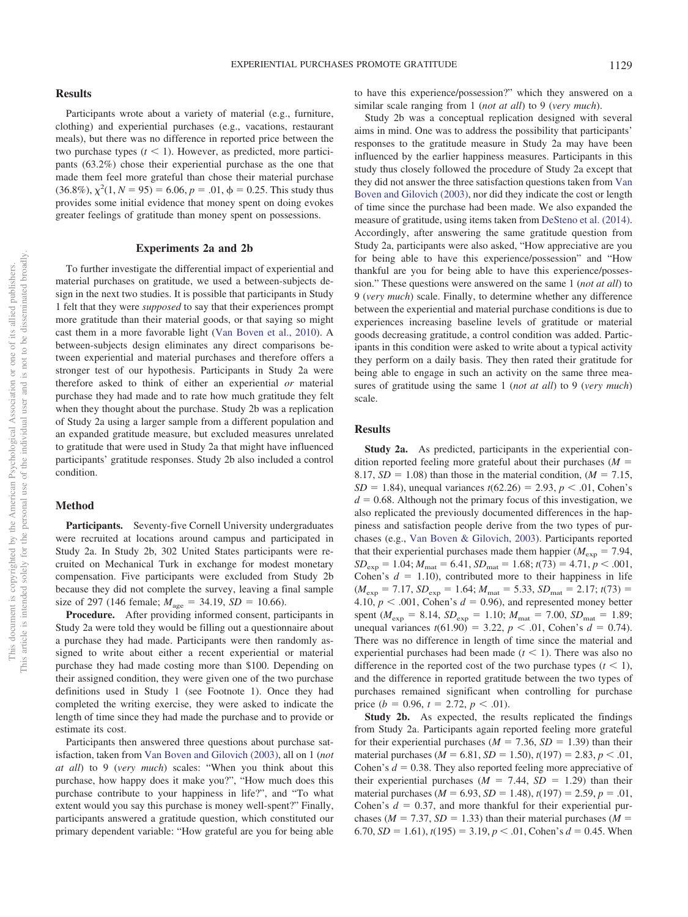## Results

Participants wrote about a variety of material (e.g., furniture, clothing) and experiential purchases (e.g., vacations, restaurant meals), but there was no difference in reported price between the two purchase types ($t < 1$). However, as predicted, more participants (63.2%) chose their experiential purchase as the one that made them feel more grateful than chose their material purchase (36.8%), $\chi^2(1, N = 95) = 6.06$, $p = .01$, $\phi = 0.25$. This study thus provides some initial evidence that money spent on doing evokes greater feelings of gratitude than money spent on possessions.

## Experiments 2a and 2b

To further investigate the differential impact of experiential and material purchases on gratitude, we used a between-subjects design in the next two studies. It is possible that participants in Study 1 felt that they were *supposed* to say that their experiences prompt more gratitude than their material goods, or that saying so might cast them in a more favorable light (Van Boven et al., 2010). A between-subjects design eliminates any direct comparisons between experiential and material purchases and therefore offers a stronger test of our hypothesis. Participants in Study 2a were therefore asked to think of either an experiential *or* material purchase they had made and to rate how much gratitude they felt when they thought about the purchase. Study 2b was a replication of Study 2a using a larger sample from a different population and an expanded gratitude measure, but excluded measures unrelated to gratitude that were used in Study 2a that might have influenced participants' gratitude responses. Study 2b also included a control condition.

## Method

**Participants.** Seventy-five Cornell University undergraduates were recruited at locations around campus and participated in Study 2a. In Study 2b, 302 United States participants were recruited on Mechanical Turk in exchange for modest monetary compensation. Five participants were excluded from Study 2b because they did not complete the survey, leaving a final sample size of 297 (146 female; $M_{age} = 34.19$, $SD = 10.66$).

**Procedure.** After providing informed consent, participants in Study 2a were told they would be filling out a questionnaire about a purchase they had made. Participants were then randomly assigned to write about either a recent experiential or material purchase they had made costing more than \$100. Depending on their assigned condition, they were given one of the two purchase definitions used in Study 1 (see Footnote 1). Once they had completed the writing exercise, they were asked to indicate the length of time since they had made the purchase and to provide or estimate its cost.

Participants then answered three questions about purchase satisfaction, taken from Van Boven and Gilovich (2003), all on 1 (*not at all*) to 9 (*very much*) scales: "When you think about this purchase, how happy does it make you?", "How much does this purchase contribute to your happiness in life?", and "To what extent would you say this purchase is money well-spent?" Finally, participants answered a gratitude question, which constituted our primary dependent variable: "How grateful are you for being able to have this experience/possession?" which they answered on a similar scale ranging from 1 (*not at all*) to 9 (*very much*).

Study 2b was a conceptual replication designed with several aims in mind. One was to address the possibility that participants' responses to the gratitude measure in Study 2a may have been influenced by the earlier happiness measures. Participants in this study thus closely followed the procedure of Study 2a except that they did not answer the three satisfaction questions taken from Van Boven and Gilovich (2003), nor did they indicate the cost or length of time since the purchase had been made. We also expanded the measure of gratitude, using items taken from DeSteno et al. (2014). Accordingly, after answering the same gratitude question from Study 2a, participants were also asked, "How appreciative are you for being able to have this experience/possession" and "How thankful are you for being able to have this experience/possession." These questions were answered on the same 1 (*not at all*) to 9 (*very much*) scale. Finally, to determine whether any difference between the experiential and material purchase conditions is due to experiences increasing baseline levels of gratitude or material goods decreasing gratitude, a control condition was added. Participants in this condition were asked to write about a typical activity they perform on a daily basis. They then rated their gratitude for being able to engage in such an activity on the same three measures of gratitude using the same 1 (*not at all*) to 9 (*very much*) scale.

## Results

**Study 2a.** As predicted, participants in the experiential condition reported feeling more grateful about their purchases ($M = 8.17$, $SD = 1.08$) than those in the material condition, ($M = 7.15$, $SD = 1.84$), unequal variances $t(62.26) = 2.93$, $p < .01$, Cohen's $d = 0.68$. Although not the primary focus of this investigation, we also replicated the previously documented differences in the happiness and satisfaction people derive from the two types of purchases (e.g., Van Boven & Gilovich, 2003). Participants reported that their experiential purchases made them happier ($M_{exp} = 7.94$, $SD_{exp} = 1.04$; $M_{mat} = 6.41$, $SD_{mat} = 1.68$; $t(73) = 4.71$, $p < .001$, Cohen's $d = 1.10$), contributed more to their happiness in life ($M_{exp} = 7.17$, $SD_{exp} = 1.64$; $M_{mat} = 5.33$, $SD_{mat} = 2.17$; $t(73) = 4.10$, $p < .001$, Cohen's $d = 0.96$), and represented money better spent ($M_{exp} = 8.14$, $SD_{exp} = 1.10$; $M_{mat} = 7.00$, $SD_{mat} = 1.89$; unequal variances $t(61.90) = 3.22$, $p < .01$, Cohen's $d = 0.74$). There was no difference in length of time since the material and experiential purchases had been made ($t < 1$). There was also no difference in the reported cost of the two purchase types ($t < 1$), and the difference in reported gratitude between the two types of purchases remained significant when controlling for purchase price ($b = 0.96$, $t = 2.72$, $p < .01$).

**Study 2b.** As expected, the results replicated the findings from Study 2a. Participants again reported feeling more grateful for their experiential purchases ($M = 7.36$, $SD = 1.39$) than their material purchases ($M = 6.81$, $SD = 1.50$), $t(197) = 2.83$, $p < .01$, Cohen's $d = 0.38$. They also reported feeling more appreciative of their experiential purchases ($M = 7.44$, $SD = 1.29$) than their material purchases ($M = 6.93$, $SD = 1.48$), $t(197) = 2.59$, $p = .01$, Cohen's $d = 0.37$, and more thankful for their experiential purchases ($M = 7.37$, $SD = 1.33$) than their material purchases ($M = 6.70$, $SD = 1.61$), $t(195) = 3.19$, $p < .01$, Cohen's $d = 0.45$. When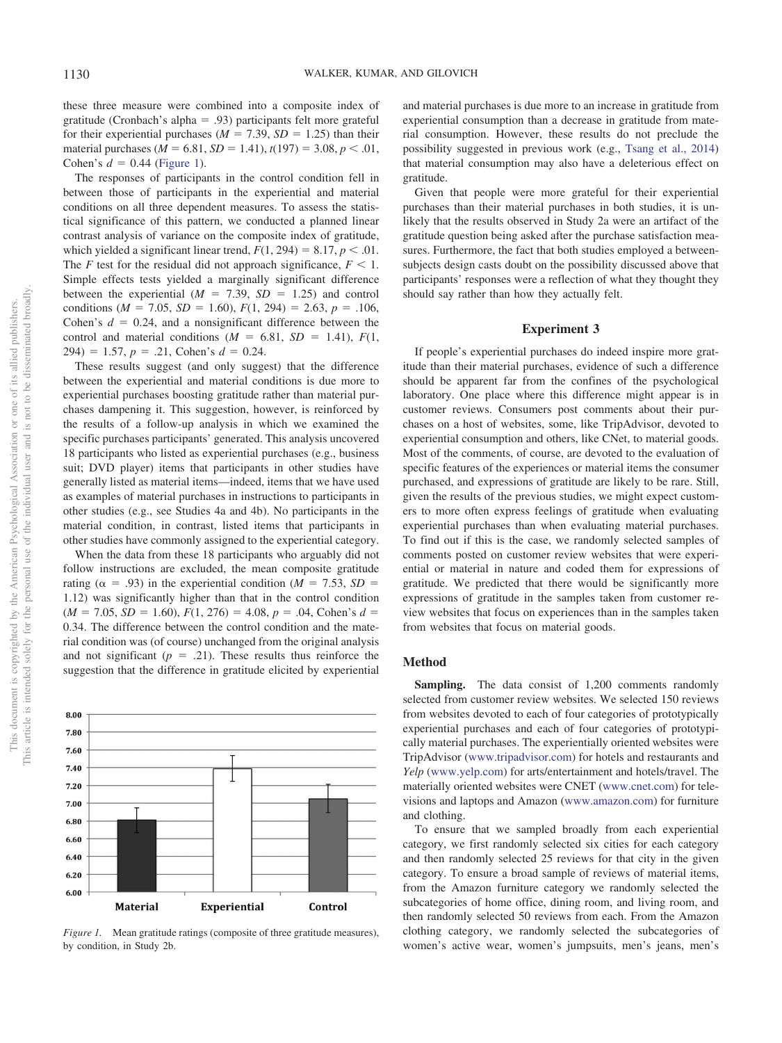these three measure were combined into a composite index of gratitude (Cronbach's alpha = .93) participants felt more grateful for their experiential purchases ($M = 7.39$, $SD = 1.25$) than their material purchases ($M = 6.81$, $SD = 1.41$), $t(197) = 3.08$, $p < .01$, Cohen's $d = 0.44$ (Figure 1).

The responses of participants in the control condition fell in between those of participants in the experiential and material conditions on all three dependent measures. To assess the statistical significance of this pattern, we conducted a planned linear contrast analysis of variance on the composite index of gratitude, which yielded a significant linear trend, $F(1, 294) = 8.17$, $p < .01$. The $F$ test for the residual did not approach significance, $F < 1$. Simple effects tests yielded a marginally significant difference between the experiential ($M = 7.39$, $SD = 1.25$) and control conditions ($M = 7.05$, $SD = 1.60$), $F(1, 294) = 2.63$, $p = .106$, Cohen's $d = 0.24$, and a nonsignificant difference between the control and material conditions ($M = 6.81$, $SD = 1.41$), $F(1, 294) = 1.57$, $p = .21$, Cohen's $d = 0.24$.

These results suggest (and only suggest) that the difference between the experiential and material conditions is due more to experiential purchases boosting gratitude rather than material purchases dampening it. This suggestion, however, is reinforced by the results of a follow-up analysis in which we examined the specific purchases participants' generated. This analysis uncovered 18 participants who listed as experiential purchases (e.g., business suit; DVD player) items that participants in other studies have generally listed as material items—indeed, items that we have used as examples of material purchases in instructions to participants in other studies (e.g., see Studies 4a and 4b). No participants in the material condition, in contrast, listed items that participants in other studies have commonly assigned to the experiential category.

When the data from these 18 participants who arguably did not follow instructions are excluded, the mean composite gratitude rating ($\alpha = .93$) in the experiential condition ($M = 7.53$, $SD = 1.12$) was significantly higher than that in the control condition ($M = 7.05$, $SD = 1.60$), $F(1, 276) = 4.08$, $p = .04$, Cohen's $d = 0.34$. The difference between the control condition and the material condition was (of course) unchanged from the original analysis and not significant ($p = .21$). These results thus reinforce the suggestion that the difference in gratitude elicited by experiential and material purchases is due more to an increase in gratitude from experiential consumption than a decrease in gratitude from material consumption. However, these results do not preclude the possibility suggested in previous work (e.g., Tsang et al., 2014) that material consumption may also have a deleterious effect on gratitude.

*Figure 1.* Mean gratitude ratings (composite of three gratitude measures), by condition, in Study 2b.

Given that people were more grateful for their experiential purchases than their material purchases in both studies, it is unlikely that the results observed in Study 2a were an artifact of the gratitude question being asked after the purchase satisfaction measures. Furthermore, the fact that both studies employed a between-subjects design casts doubt on the possibility discussed above that participants' responses were a reflection of what they thought they should say rather than how they actually felt.

## Experiment 3

If people's experiential purchases do indeed inspire more gratitude than their material purchases, evidence of such a difference should be apparent far from the confines of the psychological laboratory. One place where this difference might appear is in customer reviews. Consumers post comments about their purchases on a host of websites, some, like TripAdvisor, devoted to experiential consumption and others, like CNet, to material goods. Most of the comments, of course, are devoted to the evaluation of specific features of the experiences or material items the consumer purchased, and expressions of gratitude are likely to be rare. Still, given the results of the previous studies, we might expect customers to more often express feelings of gratitude when evaluating experiential purchases than when evaluating material purchases. To find out if this is the case, we randomly selected samples of comments posted on customer review websites that were experiential or material in nature and coded them for expressions of gratitude. We predicted that there would be significantly more expressions of gratitude in the samples taken from customer review websites that focus on experiences than in the samples taken from websites that focus on material goods.

### Method

**Sampling.** The data consist of 1,200 comments randomly selected from customer review websites. We selected 150 reviews from websites devoted to each of four categories of prototypically experiential purchases and each of four categories of prototypically material purchases. The experientially oriented websites were TripAdvisor (www.tripadvisor.com) for hotels and restaurants and *Yelp* (www.yelp.com) for arts/entertainment and hotels/travel. The materially oriented websites were CNET (www.cnet.com) for televisions and laptops and Amazon (www.amazon.com) for furniture and clothing.

To ensure that we sampled broadly from each experiential category, we first randomly selected six cities for each category and then randomly selected 25 reviews for that city in the given category. To ensure a broad sample of reviews of material items, from the Amazon furniture category we randomly selected the subcategories of home office, dining room, and living room, and then randomly selected 50 reviews from each. From the Amazon clothing category, we randomly selected the subcategories of women's active wear, women's jumpsuits, men's jeans, men's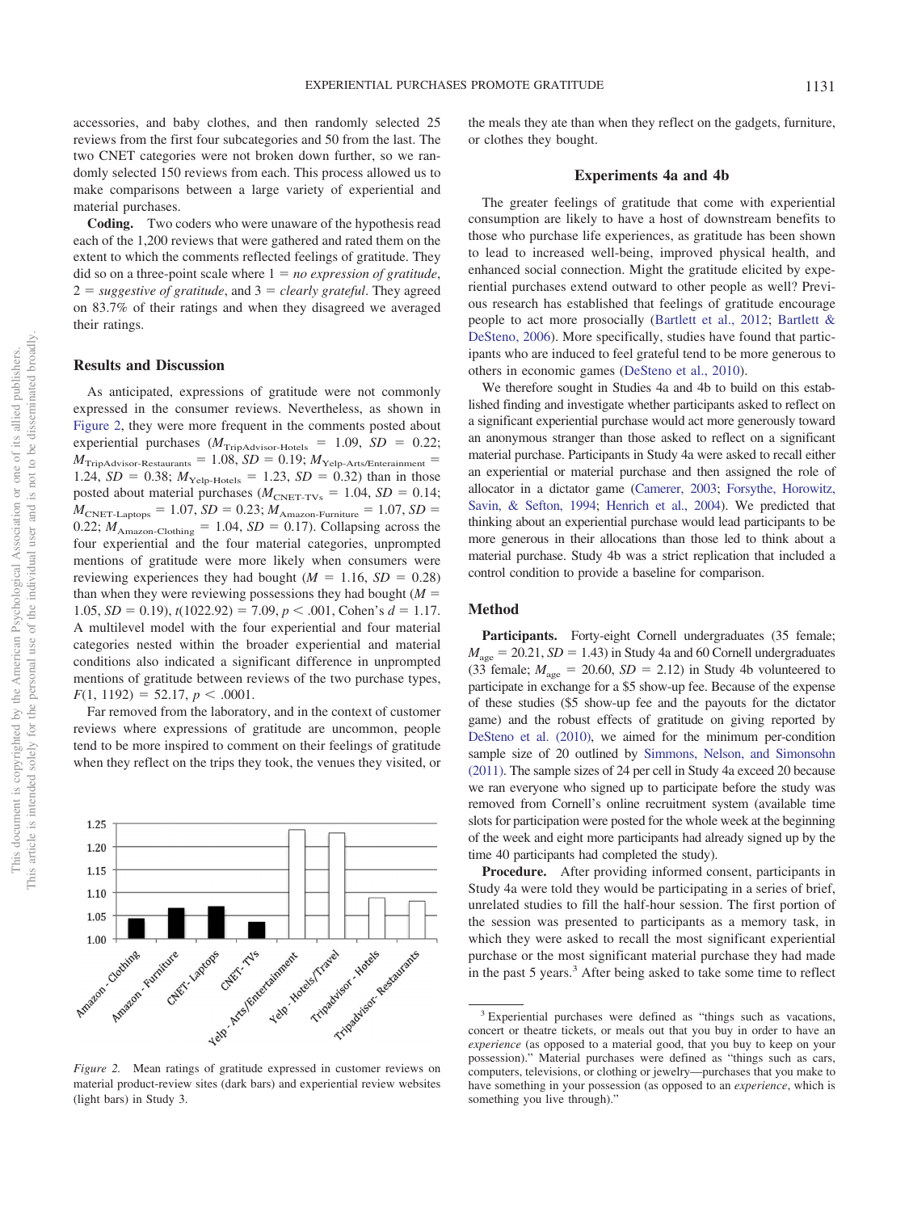accessories, and baby clothes, and then randomly selected 25 reviews from the first four subcategories and 50 from the last. The two CNET categories were not broken down further, so we randomly selected 150 reviews from each. This process allowed us to make comparisons between a large variety of experiential and material purchases.

**Coding.** Two coders who were unaware of the hypothesis read each of the 1,200 reviews that were gathered and rated them on the extent to which the comments reflected feelings of gratitude. They did so on a three-point scale where 1 = *no expression of gratitude*, 2 = *suggestive of gratitude*, and 3 = *clearly grateful*. They agreed on 83.7% of their ratings and when they disagreed we averaged their ratings.

## Results and Discussion

As anticipated, expressions of gratitude were not commonly expressed in the consumer reviews. Nevertheless, as shown in Figure 2, they were more frequent in the comments posted about experiential purchases ($M_{\text{TripAdvisor-Hotels}}$ = 1.09, $SD$ = 0.22; $M_{\text{TripAdvisor-Restaurants}}$ = 1.08, $SD$ = 0.19; $M_{\text{Yelp-Arts/Enteraimment}}$ = 1.24, $SD$ = 0.38; $M_{\text{Yelp-Hotels}}$ = 1.23, $SD$ = 0.32) than in those posted about material purchases ($M_{\text{CNET-TVs}}$ = 1.04, $SD$ = 0.14; $M_{\text{CNET-Laptops}}$ = 1.07, $SD$ = 0.23; $M_{\text{Amazon-Furniture}}$ = 1.07, $SD$ = 0.22; $M_{\text{Amazon-Clothing}}$ = 1.04, $SD$ = 0.17). Collapsing across the four experiential and the four material categories, unprompted mentions of gratitude were more likely when consumers were reviewing experiences they had bought ($M$ = 1.16, $SD$ = 0.28) than when they were reviewing possessions they had bought ($M$ = 1.05, $SD$ = 0.19), $t(1022.92) = 7.09$, $p < .001$, Cohen's $d$ = 1.17. A multilevel model with the four experiential and four material categories nested within the broader experiential and material conditions also indicated a significant difference in unprompted mentions of gratitude between reviews of the two purchase types, $F(1, 1192) = 52.17$, $p < .0001$.

Far removed from the laboratory, and in the context of customer reviews where expressions of gratitude are uncommon, people tend to be more inspired to comment on their feelings of gratitude when they reflect on the trips they took, the venues they visited, or the meals they ate than when they reflect on the gadgets, furniture, or clothes they bought.

*Figure 2.* Mean ratings of gratitude expressed in customer reviews on material product-review sites (dark bars) and experiential review websites (light bars) in Study 3.

## Experiments 4a and 4b

The greater feelings of gratitude that come with experiential consumption are likely to have a host of downstream benefits to those who purchase life experiences, as gratitude has been shown to lead to increased well-being, improved physical health, and enhanced social connection. Might the gratitude elicited by experiential purchases extend outward to other people as well? Previous research has established that feelings of gratitude encourage people to act more prosocially (Bartlett et al., 2012; Bartlett & DeSteno, 2006). More specifically, studies have found that participants who are induced to feel grateful tend to be more generous to others in economic games (DeSteno et al., 2010).

We therefore sought in Studies 4a and 4b to build on this established finding and investigate whether participants asked to reflect on a significant experiential purchase would act more generously toward an anonymous stranger than those asked to reflect on a significant material purchase. Participants in Study 4a were asked to recall either an experiential or material purchase and then assigned the role of allocator in a dictator game (Camerer, 2003; Forsythe, Horowitz, Savin, & Sefton, 1994; Henrich et al., 2004). We predicted that thinking about an experiential purchase would lead participants to be more generous in their allocations than those led to think about a material purchase. Study 4b was a strict replication that included a control condition to provide a baseline for comparison.

## Method

**Participants.** Forty-eight Cornell undergraduates (35 female; $M_{\text{age}}$ = 20.21, $SD$ = 1.43) in Study 4a and 60 Cornell undergraduates (33 female; $M_{\text{age}}$ = 20.60, $SD$ = 2.12) in Study 4b volunteered to participate in exchange for a $5 show-up fee. Because of the expense of these studies ($5 show-up fee and the payouts for the dictator game) and the robust effects of gratitude on giving reported by DeSteno et al. (2010), we aimed for the minimum per-condition sample size of 20 outlined by Simmons, Nelson, and Simonsohn (2011). The sample sizes of 24 per cell in Study 4a exceed 20 because we ran everyone who signed up to participate before the study was removed from Cornell's online recruitment system (available time slots for participation were posted for the whole week at the beginning of the week and eight more participants had already signed up by the time 40 participants had completed the study).

**Procedure.** After providing informed consent, participants in Study 4a were told they would be participating in a series of brief, unrelated studies to fill the half-hour session. The first portion of the session was presented to participants as a memory task, in which they were asked to recall the most significant experiential purchase or the most significant material purchase they had made in the past 5 years.[3] After being asked to take some time to reflect

[3] Experiential purchases were defined as "things such as vacations, concert or theatre tickets, or meals out that you buy in order to have an *experience* (as opposed to a material good, that you buy to keep on your possession)." Material purchases were defined as "things such as cars, computers, televisions, or clothing or jewelry—purchases that you make to have something in your possession (as opposed to an *experience*, which is something you live through)."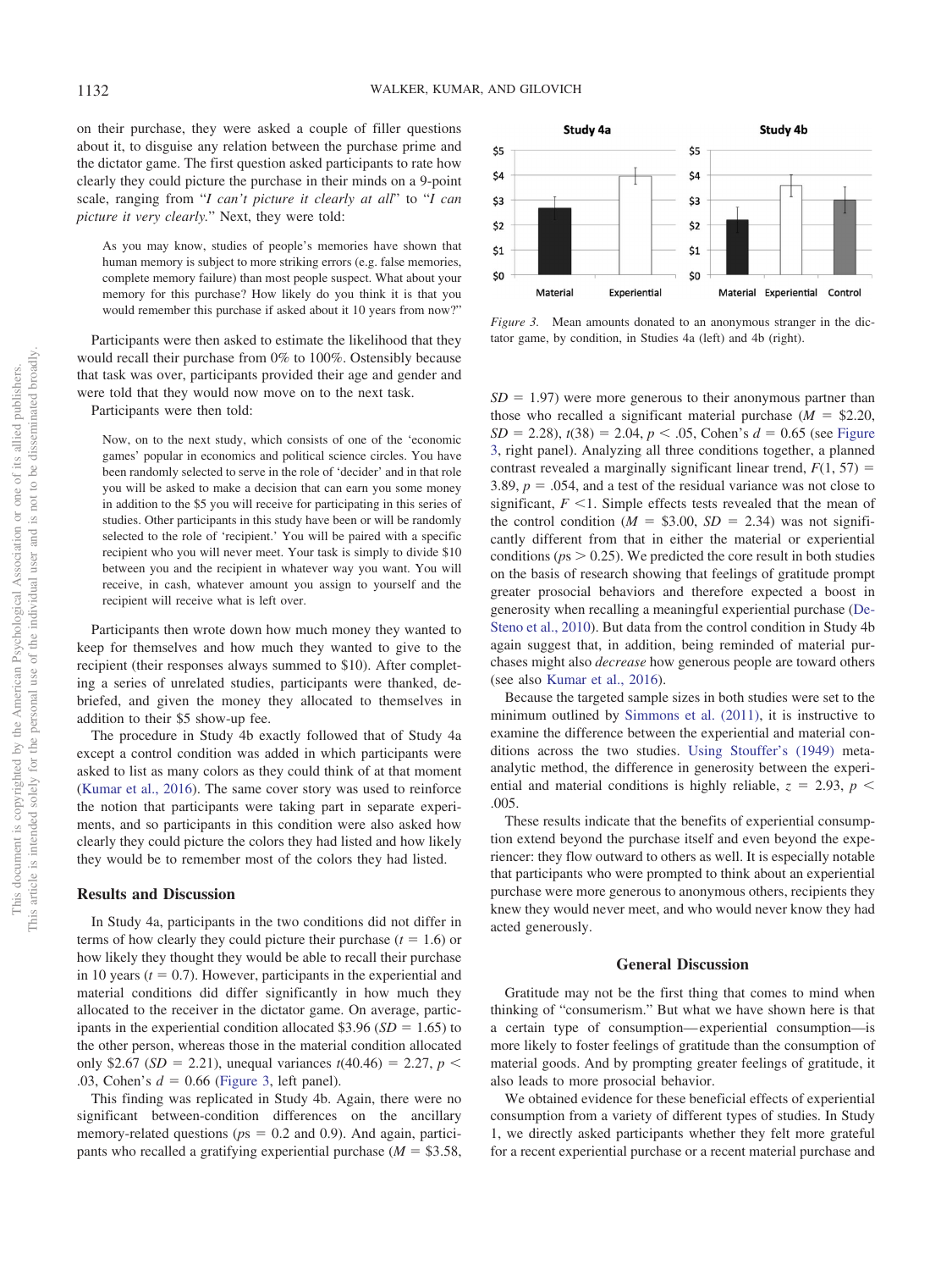on their purchase, they were asked a couple of filler questions about it, to disguise any relation between the purchase prime and the dictator game. The first question asked participants to rate how clearly they could picture the purchase in their minds on a 9-point scale, ranging from "*I can't picture it clearly at all*" to "*I can picture it very clearly.*" Next, they were told:

> As you may know, studies of people's memories have shown that human memory is subject to more striking errors (e.g. false memories, complete memory failure) than most people suspect. What about your memory for this purchase? How likely do you think it is that you would remember this purchase if asked about it 10 years from now?"

Participants were then asked to estimate the likelihood that they would recall their purchase from 0% to 100%. Ostensibly because that task was over, participants provided their age and gender and were told that they would now move on to the next task.

Participants were then told:

> Now, on to the next study, which consists of one of the 'economic games' popular in economics and political science circles. You have been randomly selected to serve in the role of 'decider' and in that role you will be asked to make a decision that can earn you some money in addition to the $5 you will receive for participating in this series of studies. Other participants in this study have been or will be randomly selected to the role of 'recipient.' You will be paired with a specific recipient who you will never meet. Your task is simply to divide $10 between you and the recipient in whatever way you want. You will receive, in cash, whatever amount you assign to yourself and the recipient will receive what is left over.

Participants then wrote down how much money they wanted to keep for themselves and how much they wanted to give to the recipient (their responses always summed to $10). After completing a series of unrelated studies, participants were thanked, debriefed, and given the money they allocated to themselves in addition to their $5 show-up fee.

The procedure in Study 4b exactly followed that of Study 4a except a control condition was added in which participants were asked to list as many colors as they could think of at that moment (Kumar et al., 2016). The same cover story was used to reinforce the notion that participants were taking part in separate experiments, and so participants in this condition were also asked how clearly they could picture the colors they had listed and how likely they would be to remember most of the colors they had listed.

## Results and Discussion

In Study 4a, participants in the two conditions did not differ in terms of how clearly they could picture their purchase ($t = 1.6$) or how likely they thought they would be able to recall their purchase in 10 years ($t = 0.7$). However, participants in the experiential and material conditions did differ significantly in how much they allocated to the receiver in the dictator game. On average, participants in the experiential condition allocated $3.96 ($SD = 1.65$) to the other person, whereas those in the material condition allocated only $2.67 ($SD = 2.21$), unequal variances $t(40.46) = 2.27$, $p < .03$, Cohen's $d = 0.66$ (Figure 3, left panel).

This finding was replicated in Study 4b. Again, there were no significant between-condition differences on the ancillary memory-related questions ($ps = 0.2$ and $0.9$). And again, participants who recalled a gratifying experiential purchase ($M = \$3.58$, $SD = 1.97$) were more generous to their anonymous partner than those who recalled a significant material purchase ($M = \$2.20$, $SD = 2.28$), $t(38) = 2.04$, $p < .05$, Cohen's $d = 0.65$ (see Figure 3, right panel). Analyzing all three conditions together, a planned contrast revealed a marginally significant linear trend, $F(1, 57) = 3.89$, $p = .054$, and a test of the residual variance was not close to significant, $F < 1$. Simple effects tests revealed that the mean of the control condition ($M = \$3.00$, $SD = 2.34$) was not significantly different from that in either the material or experiential conditions ($ps > 0.25$). We predicted the core result in both studies on the basis of research showing that feelings of gratitude prompt greater prosocial behaviors and therefore expected a boost in generosity when recalling a meaningful experiential purchase (DeSteno et al., 2010). But data from the control condition in Study 4b again suggest that, in addition, being reminded of material purchases might also *decrease* how generous people are toward others (see also Kumar et al., 2016).

Because the targeted sample sizes in both studies were set to the minimum outlined by Simmons et al. (2011), it is instructive to examine the difference between the experiential and material conditions across the two studies. Using Stouffer's (1949) meta-analytic method, the difference in generosity between the experiential and material conditions is highly reliable, $z = 2.93$, $p < .005$.

These results indicate that the benefits of experiential consumption extend beyond the purchase itself and even beyond the experiencer: they flow outward to others as well. It is especially notable that participants who were prompted to think about an experiential purchase were more generous to anonymous others, recipients they knew they would never meet, and who would never know they had acted generously.

Figure 3. Mean amounts donated to an anonymous stranger in the dictator game, by condition, in Studies 4a (left) and 4b (right).

## General Discussion

Gratitude may not be the first thing that comes to mind when thinking of "consumerism." But what we have shown here is that a certain type of consumption—experiential consumption—is more likely to foster feelings of gratitude than the consumption of material goods. And by prompting greater feelings of gratitude, it also leads to more prosocial behavior.

We obtained evidence for these beneficial effects of experiential consumption from a variety of different types of studies. In Study 1, we directly asked participants whether they felt more grateful for a recent experiential purchase or a recent material purchase and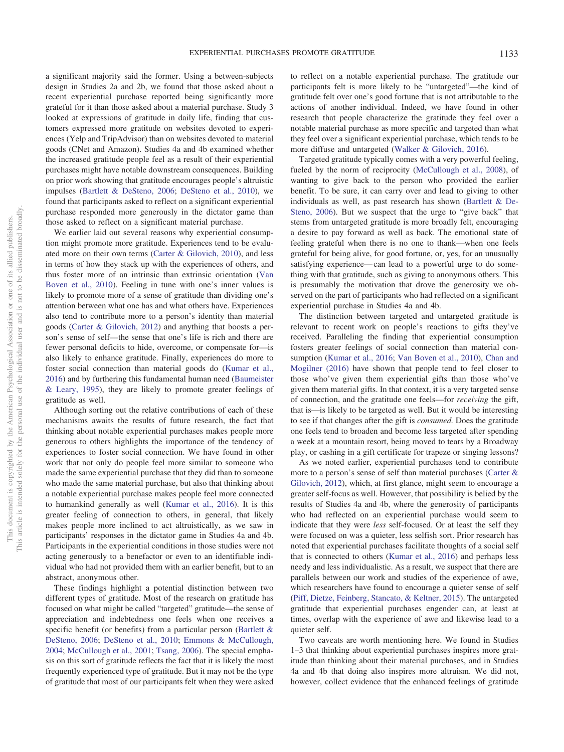a significant majority said the former. Using a between-subjects design in Studies 2a and 2b, we found that those asked about a recent experiential purchase reported being significantly more grateful for it than those asked about a material purchase. Study 3 looked at expressions of gratitude in daily life, finding that customers expressed more gratitude on websites devoted to experiences (Yelp and TripAdvisor) than on websites devoted to material goods (CNet and Amazon). Studies 4a and 4b examined whether the increased gratitude people feel as a result of their experiential purchases might have notable downstream consequences. Building on prior work showing that gratitude encourages people's altruistic impulses (Bartlett & DeSteno, 2006; DeSteno et al., 2010), we found that participants asked to reflect on a significant experiential purchase responded more generously in the dictator game than those asked to reflect on a significant material purchase.

We earlier laid out several reasons why experiential consumption might promote more gratitude. Experiences tend to be evaluated more on their own terms (Carter & Gilovich, 2010), and less in terms of how they stack up with the experiences of others, and thus foster more of an intrinsic than extrinsic orientation (Van Boven et al., 2010). Feeling in tune with one's inner values is likely to promote more of a sense of gratitude than dividing one's attention between what one has and what others have. Experiences also tend to contribute more to a person's identity than material goods (Carter & Gilovich, 2012) and anything that boosts a person's sense of self—the sense that one's life is rich and there are fewer personal deficits to hide, overcome, or compensate for—is also likely to enhance gratitude. Finally, experiences do more to foster social connection than material goods do (Kumar et al., 2016) and by furthering this fundamental human need (Baumeister & Leary, 1995), they are likely to promote greater feelings of gratitude as well.

Although sorting out the relative contributions of each of these mechanisms awaits the results of future research, the fact that thinking about notable experiential purchases makes people more generous to others highlights the importance of the tendency of experiences to foster social connection. We have found in other work that not only do people feel more similar to someone who made the same experiential purchase that they did than to someone who made the same material purchase, but also that thinking about a notable experiential purchase makes people feel more connected to humankind generally as well (Kumar et al., 2016). It is this greater feeling of connection to others, in general, that likely makes people more inclined to act altruistically, as we saw in participants' responses in the dictator game in Studies 4a and 4b. Participants in the experiential conditions in those studies were not acting generously to a benefactor or even to an identifiable individual who had not provided them with an earlier benefit, but to an abstract, anonymous other.

These findings highlight a potential distinction between two different types of gratitude. Most of the research on gratitude has focused on what might be called "targeted" gratitude—the sense of appreciation and indebtedness one feels when one receives a specific benefit (or benefits) from a particular person (Bartlett & DeSteno, 2006; DeSteno et al., 2010; Emmons & McCullough, 2004; McCullough et al., 2001; Tsang, 2006). The special emphasis on this sort of gratitude reflects the fact that it is likely the most frequently experienced type of gratitude. But it may not be the type of gratitude that most of our participants felt when they were asked to reflect on a notable experiential purchase. The gratitude our participants felt is more likely to be "untargeted"—the kind of gratitude felt over one's good fortune that is not attributable to the actions of another individual. Indeed, we have found in other research that people characterize the gratitude they feel over a notable material purchase as more specific and targeted than what they feel over a significant experiential purchase, which tends to be more diffuse and untargeted (Walker & Gilovich, 2016).

Targeted gratitude typically comes with a very powerful feeling, fueled by the norm of reciprocity (McCullough et al., 2008), of wanting to give back to the person who provided the earlier benefit. To be sure, it can carry over and lead to giving to other individuals as well, as past research has shown (Bartlett & DeSteno, 2006). But we suspect that the urge to "give back" that stems from untargeted gratitude is more broadly felt, encouraging a desire to pay forward as well as back. The emotional state of feeling grateful when there is no one to thank—when one feels grateful for being alive, for good fortune, or, yes, for an unusually satisfying experience—can lead to a powerful urge to do something with that gratitude, such as giving to anonymous others. This is presumably the motivation that drove the generosity we observed on the part of participants who had reflected on a significant experiential purchase in Studies 4a and 4b.

The distinction between targeted and untargeted gratitude is relevant to recent work on people's reactions to gifts they've received. Paralleling the finding that experiential consumption fosters greater feelings of social connection than material consumption (Kumar et al., 2016; Van Boven et al., 2010), Chan and Mogilner (2016) have shown that people tend to feel closer to those who've given them experiential gifts than those who've given them material gifts. In that context, it is a very targeted sense of connection, and the gratitude one feels—for *receiving* the gift, that is—is likely to be targeted as well. But it would be interesting to see if that changes after the gift is *consumed.* Does the gratitude one feels tend to broaden and become less targeted after spending a week at a mountain resort, being moved to tears by a Broadway play, or cashing in a gift certificate for trapeze or singing lessons?

As we noted earlier, experiential purchases tend to contribute more to a person's sense of self than material purchases (Carter & Gilovich, 2012), which, at first glance, might seem to encourage a greater self-focus as well. However, that possibility is belied by the results of Studies 4a and 4b, where the generosity of participants who had reflected on an experiential purchase would seem to indicate that they were *less* self-focused. Or at least the self they were focused on was a quieter, less selfish sort. Prior research has noted that experiential purchases facilitate thoughts of a social self that is connected to others (Kumar et al., 2016) and perhaps less needy and less individualistic. As a result, we suspect that there are parallels between our work and studies of the experience of awe, which researchers have found to encourage a quieter sense of self (Piff, Dietze, Feinberg, Stancato, & Keltner, 2015). The untargeted gratitude that experiential purchases engender can, at least at times, overlap with the experience of awe and likewise lead to a quieter self.

Two caveats are worth mentioning here. We found in Studies 1–3 that thinking about experiential purchases inspires more gratitude than thinking about their material purchases, and in Studies 4a and 4b that doing also inspires more altruism. We did not, however, collect evidence that the enhanced feelings of gratitude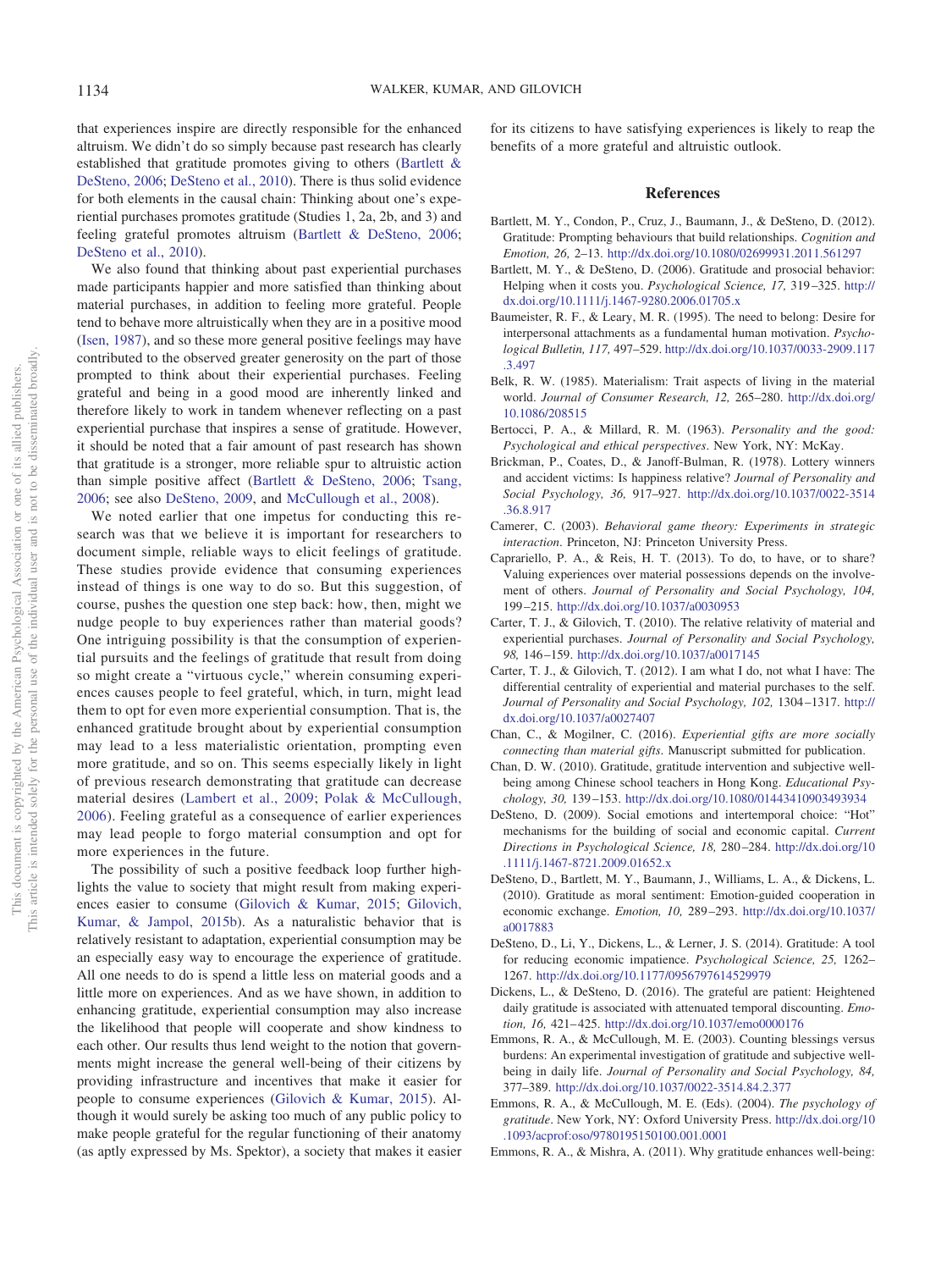that experiences inspire are directly responsible for the enhanced altruism. We didn't do so simply because past research has clearly established that gratitude promotes giving to others (Bartlett & DeSteno, 2006; DeSteno et al., 2010). There is thus solid evidence for both elements in the causal chain: Thinking about one's experiential purchases promotes gratitude (Studies 1, 2a, 2b, and 3) and feeling grateful promotes altruism (Bartlett & DeSteno, 2006; DeSteno et al., 2010).

We also found that thinking about past experiential purchases made participants happier and more satisfied than thinking about material purchases, in addition to feeling more grateful. People tend to behave more altruistically when they are in a positive mood (Isen, 1987), and so these more general positive feelings may have contributed to the observed greater generosity on the part of those prompted to think about their experiential purchases. Feeling grateful and being in a good mood are inherently linked and therefore likely to work in tandem whenever reflecting on a past experiential purchase that inspires a sense of gratitude. However, it should be noted that a fair amount of past research has shown that gratitude is a stronger, more reliable spur to altruistic action than simple positive affect (Bartlett & DeSteno, 2006; Tsang, 2006; see also DeSteno, 2009, and McCullough et al., 2008).

We noted earlier that one impetus for conducting this research was that we believe it is important for researchers to document simple, reliable ways to elicit feelings of gratitude. These studies provide evidence that consuming experiences instead of things is one way to do so. But this suggestion, of course, pushes the question one step back: how, then, might we nudge people to buy experiences rather than material goods? One intriguing possibility is that the consumption of experiential pursuits and the feelings of gratitude that result from doing so might create a "virtuous cycle," wherein consuming experiences causes people to feel grateful, which, in turn, might lead them to opt for even more experiential consumption. That is, the enhanced gratitude brought about by experiential consumption may lead to a less materialistic orientation, prompting even more gratitude, and so on. This seems especially likely in light of previous research demonstrating that gratitude can decrease material desires (Lambert et al., 2009; Polak & McCullough, 2006). Feeling grateful as a consequence of earlier experiences may lead people to forgo material consumption and opt for more experiences in the future.

The possibility of such a positive feedback loop further highlights the value to society that might result from making experiences easier to consume (Gilovich & Kumar, 2015; Gilovich, Kumar, & Jampol, 2015b). As a naturalistic behavior that is relatively resistant to adaptation, experiential consumption may be an especially easy way to encourage the experience of gratitude. All one needs to do is spend a little less on material goods and a little more on experiences. And as we have shown, in addition to enhancing gratitude, experiential consumption may also increase the likelihood that people will cooperate and show kindness to each other. Our results thus lend weight to the notion that governments might increase the general well-being of their citizens by providing infrastructure and incentives that make it easier for people to consume experiences (Gilovich & Kumar, 2015). Although it would surely be asking too much of any public policy to make people grateful for the regular functioning of their anatomy (as aptly expressed by Ms. Spektor), a society that makes it easier for its citizens to have satisfying experiences is likely to reap the benefits of a more grateful and altruistic outlook.

## References

Bartlett, M. Y., Condon, P., Cruz, J., Baumann, J., & DeSteno, D. (2012). Gratitude: Prompting behaviours that build relationships. *Cognition and Emotion, 26,* 2–13. http://dx.doi.org/10.1080/02699931.2011.561297

Bartlett, M. Y., & DeSteno, D. (2006). Gratitude and prosocial behavior: Helping when it costs you. *Psychological Science, 17,* 319–325. http://dx.doi.org/10.1111/j.1467-9280.2006.01705.x

Baumeister, R. F., & Leary, M. R. (1995). The need to belong: Desire for interpersonal attachments as a fundamental human motivation. *Psychological Bulletin, 117,* 497–529. http://dx.doi.org/10.1037/0033-2909.117.3.497

Belk, R. W. (1985). Materialism: Trait aspects of living in the material world. *Journal of Consumer Research, 12,* 265–280. http://dx.doi.org/10.1086/208515

Bertocci, P. A., & Millard, R. M. (1963). *Personality and the good: Psychological and ethical perspectives*. New York, NY: McKay.

Brickman, P., Coates, D., & Janoff-Bulman, R. (1978). Lottery winners and accident victims: Is happiness relative? *Journal of Personality and Social Psychology, 36,* 917–927. http://dx.doi.org/10.1037/0022-3514.36.8.917

Camerer, C. (2003). *Behavioral game theory: Experiments in strategic interaction*. Princeton, NJ: Princeton University Press.

Caprariello, P. A., & Reis, H. T. (2013). To do, to have, or to share? Valuing experiences over material possessions depends on the involvement of others. *Journal of Personality and Social Psychology, 104,* 199–215. http://dx.doi.org/10.1037/a0030953

Carter, T. J., & Gilovich, T. (2010). The relative relativity of material and experiential purchases. *Journal of Personality and Social Psychology, 98,* 146–159. http://dx.doi.org/10.1037/a0017145

Carter, T. J., & Gilovich, T. (2012). I am what I do, not what I have: The differential centrality of experiential and material purchases to the self. *Journal of Personality and Social Psychology, 102,* 1304–1317. http://dx.doi.org/10.1037/a0027407

Chan, C., & Mogilner, C. (2016). *Experiential gifts are more socially connecting than material gifts*. Manuscript submitted for publication.

Chan, D. W. (2010). Gratitude, gratitude intervention and subjective well-being among Chinese school teachers in Hong Kong. *Educational Psychology, 30,* 139–153. http://dx.doi.org/10.1080/01443410903493934

DeSteno, D. (2009). Social emotions and intertemporal choice: "Hot" mechanisms for the building of social and economic capital. *Current Directions in Psychological Science, 18,* 280–284. http://dx.doi.org/10.1111/j.1467-8721.2009.01652.x

DeSteno, D., Bartlett, M. Y., Baumann, J., Williams, L. A., & Dickens, L. (2010). Gratitude as moral sentiment: Emotion-guided cooperation in economic exchange. *Emotion, 10,* 289–293. http://dx.doi.org/10.1037/a0017883

DeSteno, D., Li, Y., Dickens, L., & Lerner, J. S. (2014). Gratitude: A tool for reducing economic impatience. *Psychological Science, 25,* 1262–1267. http://dx.doi.org/10.1177/0956797614529979

Dickens, L., & DeSteno, D. (2016). The grateful are patient: Heightened daily gratitude is associated with attenuated temporal discounting. *Emotion, 16,* 421–425. http://dx.doi.org/10.1037/emo0000176

Emmons, R. A., & McCullough, M. E. (2003). Counting blessings versus burdens: An experimental investigation of gratitude and subjective well-being in daily life. *Journal of Personality and Social Psychology, 84,* 377–389. http://dx.doi.org/10.1037/0022-3514.84.2.377

Emmons, R. A., & McCullough, M. E. (Eds). (2004). *The psychology of gratitude*. New York, NY: Oxford University Press. http://dx.doi.org/10.1093/acprof:oso/9780195150100.001.0001

Emmons, R. A., & Mishra, A. (2011). Why gratitude enhances well-being: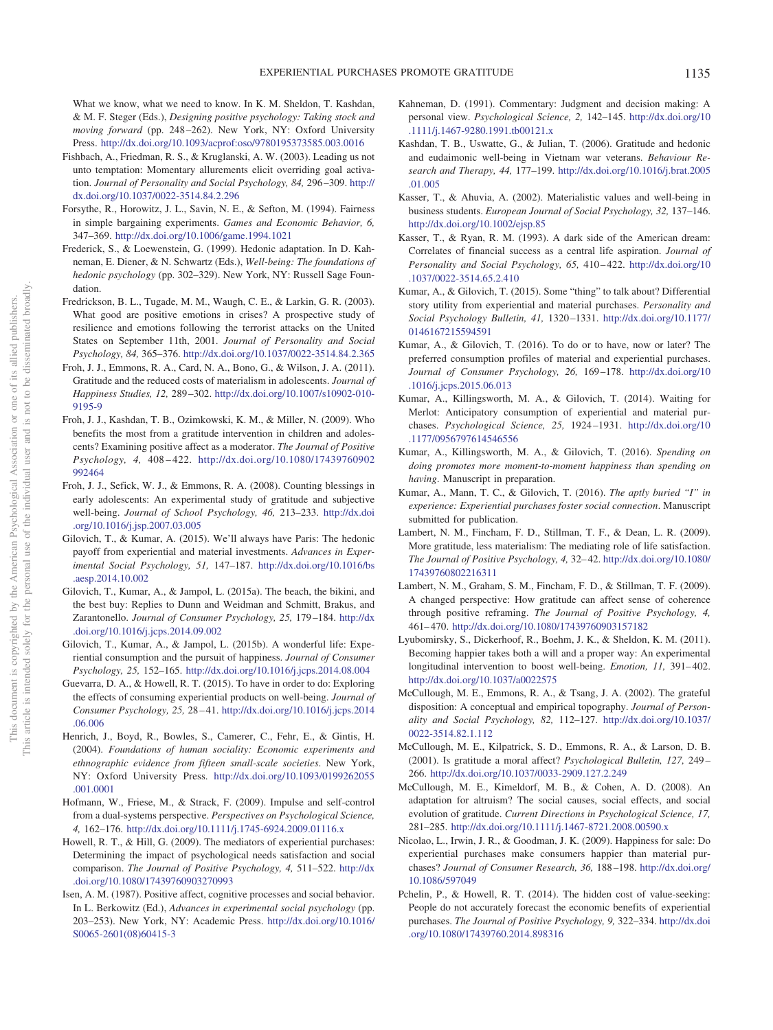What we know, what we need to know. In K. M. Sheldon, T. Kashdan, & M. F. Steger (Eds.), *Designing positive psychology: Taking stock and moving forward* (pp. 248–262). New York, NY: Oxford University Press. http://dx.doi.org/10.1093/acprof:oso/9780195373585.003.0016

Fishbach, A., Friedman, R. S., & Kruglanski, A. W. (2003). Leading us not unto temptation: Momentary allurements elicit overriding goal activation. *Journal of Personality and Social Psychology, 84,* 296–309. http://dx.doi.org/10.1037/0022-3514.84.2.296

Forsythe, R., Horowitz, J. L., Savin, N. E., & Sefton, M. (1994). Fairness in simple bargaining experiments. *Games and Economic Behavior, 6,* 347–369. http://dx.doi.org/10.1006/game.1994.1021

Frederick, S., & Loewenstein, G. (1999). Hedonic adaptation. In D. Kahneman, E. Diener, & N. Schwartz (Eds.), *Well-being: The foundations of hedonic psychology* (pp. 302–329). New York, NY: Russell Sage Foundation.

Fredrickson, B. L., Tugade, M. M., Waugh, C. E., & Larkin, G. R. (2003). What good are positive emotions in crises? A prospective study of resilience and emotions following the terrorist attacks on the United States on September 11th, 2001. *Journal of Personality and Social Psychology, 84,* 365–376. http://dx.doi.org/10.1037/0022-3514.84.2.365

Froh, J. J., Emmons, R. A., Card, N. A., Bono, G., & Wilson, J. A. (2011). Gratitude and the reduced costs of materialism in adolescents. *Journal of Happiness Studies, 12,* 289–302. http://dx.doi.org/10.1007/s10902-010-9195-9

Froh, J. J., Kashdan, T. B., Ozimkowski, K. M., & Miller, N. (2009). Who benefits the most from a gratitude intervention in children and adolescents? Examining positive affect as a moderator. *The Journal of Positive Psychology, 4,* 408–422. http://dx.doi.org/10.1080/17439760902992464

Froh, J. J., Sefick, W. J., & Emmons, R. A. (2008). Counting blessings in early adolescents: An experimental study of gratitude and subjective well-being. *Journal of School Psychology, 46,* 213–233. http://dx.doi.org/10.1016/j.jsp.2007.03.005

Gilovich, T., & Kumar, A. (2015). We'll always have Paris: The hedonic payoff from experiential and material investments. *Advances in Experimental Social Psychology, 51,* 147–187. http://dx.doi.org/10.1016/bs.aesp.2014.10.002

Gilovich, T., Kumar, A., & Jampol, L. (2015a). The beach, the bikini, and the best buy: Replies to Dunn and Weidman and Schmitt, Brakus, and Zarantonello. *Journal of Consumer Psychology, 25,* 179–184. http://dx.doi.org/10.1016/j.jcps.2014.09.002

Gilovich, T., Kumar, A., & Jampol, L. (2015b). A wonderful life: Experiential consumption and the pursuit of happiness. *Journal of Consumer Psychology, 25,* 152–165. http://dx.doi.org/10.1016/j.jcps.2014.08.004

Guevarra, D. A., & Howell, R. T. (2015). To have in order to do: Exploring the effects of consuming experiential products on well-being. *Journal of Consumer Psychology, 25,* 28–41. http://dx.doi.org/10.1016/j.jcps.2014.06.006

Henrich, J., Boyd, R., Bowles, S., Camerer, C., Fehr, E., & Gintis, H. (2004). *Foundations of human sociality: Economic experiments and ethnographic evidence from fifteen small-scale societies*. New York, NY: Oxford University Press. http://dx.doi.org/10.1093/0199262055.001.0001

Hofmann, W., Friese, M., & Strack, F. (2009). Impulse and self-control from a dual-systems perspective. *Perspectives on Psychological Science, 4,* 162–176. http://dx.doi.org/10.1111/j.1745-6924.2009.01116.x

Howell, R. T., & Hill, G. (2009). The mediators of experiential purchases: Determining the impact of psychological needs satisfaction and social comparison. *The Journal of Positive Psychology, 4,* 511–522. http://dx.doi.org/10.1080/17439760903270993

Isen, A. M. (1987). Positive affect, cognitive processes and social behavior. In L. Berkowitz (Ed.), *Advances in experimental social psychology* (pp. 203–253). New York, NY: Academic Press. http://dx.doi.org/10.1016/S0065-2601(08)60415-3

Kahneman, D. (1991). Commentary: Judgment and decision making: A personal view. *Psychological Science, 2,* 142–145. http://dx.doi.org/10.1111/j.1467-9280.1991.tb00121.x

Kashdan, T. B., Uswatte, G., & Julian, T. (2006). Gratitude and hedonic and eudaimonic well-being in Vietnam war veterans. *Behaviour Research and Therapy, 44,* 177–199. http://dx.doi.org/10.1016/j.brat.2005.01.005

Kasser, T., & Ahuvia, A. (2002). Materialistic values and well-being in business students. *European Journal of Social Psychology, 32,* 137–146. http://dx.doi.org/10.1002/ejsp.85

Kasser, T., & Ryan, R. M. (1993). A dark side of the American dream: Correlates of financial success as a central life aspiration. *Journal of Personality and Social Psychology, 65,* 410–422. http://dx.doi.org/10.1037/0022-3514.65.2.410

Kumar, A., & Gilovich, T. (2015). Some "thing" to talk about? Differential story utility from experiential and material purchases. *Personality and Social Psychology Bulletin, 41,* 1320–1331. http://dx.doi.org/10.1177/0146167215594591

Kumar, A., & Gilovich, T. (2016). To do or to have, now or later? The preferred consumption profiles of material and experiential purchases. *Journal of Consumer Psychology, 26,* 169–178. http://dx.doi.org/10.1016/j.jcps.2015.06.013

Kumar, A., Killingsworth, M. A., & Gilovich, T. (2014). Waiting for Merlot: Anticipatory consumption of experiential and material purchases. *Psychological Science, 25,* 1924–1931. http://dx.doi.org/10.1177/0956797614546556

Kumar, A., Killingsworth, M. A., & Gilovich, T. (2016). *Spending on doing promotes more moment-to-moment happiness than spending on having*. Manuscript in preparation.

Kumar, A., Mann, T. C., & Gilovich, T. (2016). *The aptly buried "I" in experience: Experiential purchases foster social connection*. Manuscript submitted for publication.

Lambert, N. M., Fincham, F. D., Stillman, T. F., & Dean, L. R. (2009). More gratitude, less materialism: The mediating role of life satisfaction. *The Journal of Positive Psychology, 4,* 32–42. http://dx.doi.org/10.1080/17439760802216311

Lambert, N. M., Graham, S. M., Fincham, F. D., & Stillman, T. F. (2009). A changed perspective: How gratitude can affect sense of coherence through positive reframing. *The Journal of Positive Psychology, 4,* 461–470. http://dx.doi.org/10.1080/17439760903157182

Lyubomirsky, S., Dickerhoof, R., Boehm, J. K., & Sheldon, K. M. (2011). Becoming happier takes both a will and a proper way: An experimental longitudinal intervention to boost well-being. *Emotion, 11,* 391–402. http://dx.doi.org/10.1037/a0022575

McCullough, M. E., Emmons, R. A., & Tsang, J. A. (2002). The grateful disposition: A conceptual and empirical topography. *Journal of Personality and Social Psychology, 82,* 112–127. http://dx.doi.org/10.1037/0022-3514.82.1.112

McCullough, M. E., Kilpatrick, S. D., Emmons, R. A., & Larson, D. B. (2001). Is gratitude a moral affect? *Psychological Bulletin, 127,* 249–266. http://dx.doi.org/10.1037/0033-2909.127.2.249

McCullough, M. E., Kimeldorf, M. B., & Cohen, A. D. (2008). An adaptation for altruism? The social causes, social effects, and social evolution of gratitude. *Current Directions in Psychological Science, 17,* 281–285. http://dx.doi.org/10.1111/j.1467-8721.2008.00590.x

Nicolao, L., Irwin, J. R., & Goodman, J. K. (2009). Happiness for sale: Do experiential purchases make consumers happier than material purchases? *Journal of Consumer Research, 36,* 188–198. http://dx.doi.org/10.1086/597049

Pchelin, P., & Howell, R. T. (2014). The hidden cost of value-seeking: People do not accurately forecast the economic benefits of experiential purchases. *The Journal of Positive Psychology, 9,* 322–334. http://dx.doi.org/10.1080/17439760.2014.898316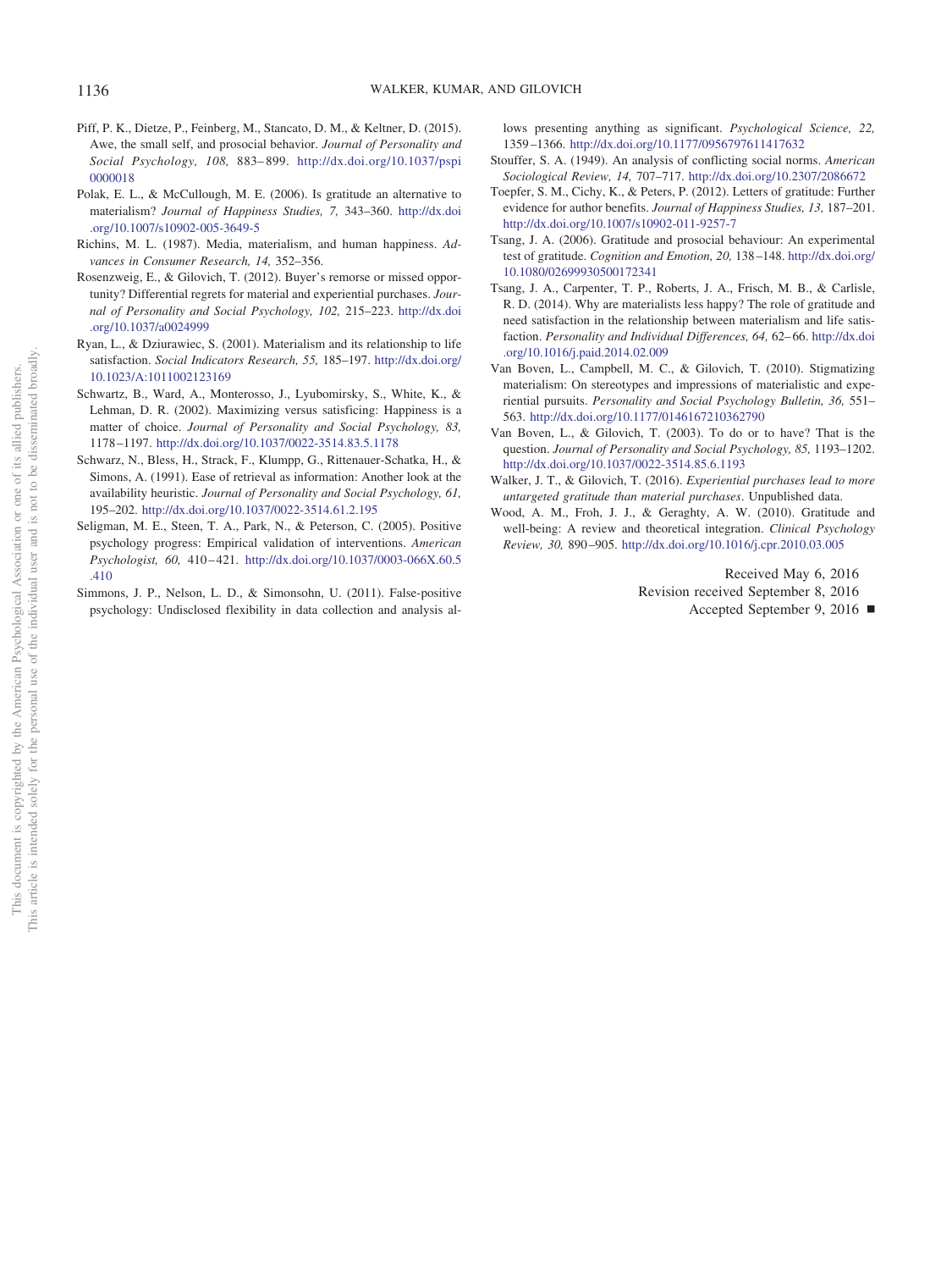Piff, P. K., Dietze, P., Feinberg, M., Stancato, D. M., & Keltner, D. (2015). Awe, the small self, and prosocial behavior. *Journal of Personality and Social Psychology, 108,* 883–899. http://dx.doi.org/10.1037/pspi0000018

Polak, E. L., & McCullough, M. E. (2006). Is gratitude an alternative to materialism? *Journal of Happiness Studies, 7,* 343–360. http://dx.doi.org/10.1007/s10902-005-3649-5

Richins, M. L. (1987). Media, materialism, and human happiness. *Advances in Consumer Research, 14,* 352–356.

Rosenzweig, E., & Gilovich, T. (2012). Buyer's remorse or missed opportunity? Differential regrets for material and experiential purchases. *Journal of Personality and Social Psychology, 102,* 215–223. http://dx.doi.org/10.1037/a0024999

Ryan, L., & Dziurawiec, S. (2001). Materialism and its relationship to life satisfaction. *Social Indicators Research, 55,* 185–197. http://dx.doi.org/10.1023/A:1011002123169

Schwartz, B., Ward, A., Monterosso, J., Lyubomirsky, S., White, K., & Lehman, D. R. (2002). Maximizing versus satisficing: Happiness is a matter of choice. *Journal of Personality and Social Psychology, 83,* 1178–1197. http://dx.doi.org/10.1037/0022-3514.83.5.1178

Schwarz, N., Bless, H., Strack, F., Klumpp, G., Rittenauer-Schatka, H., & Simons, A. (1991). Ease of retrieval as information: Another look at the availability heuristic. *Journal of Personality and Social Psychology, 61,* 195–202. http://dx.doi.org/10.1037/0022-3514.61.2.195

Seligman, M. E., Steen, T. A., Park, N., & Peterson, C. (2005). Positive psychology progress: Empirical validation of interventions. *American Psychologist, 60,* 410–421. http://dx.doi.org/10.1037/0003-066X.60.5.410

Simmons, J. P., Nelson, L. D., & Simonsohn, U. (2011). False-positive psychology: Undisclosed flexibility in data collection and analysis allows presenting anything as significant. *Psychological Science, 22,* 1359–1366. http://dx.doi.org/10.1177/0956797611417632

Stouffer, S. A. (1949). An analysis of conflicting social norms. *American Sociological Review, 14,* 707–717. http://dx.doi.org/10.2307/2086672

Toepfer, S. M., Cichy, K., & Peters, P. (2012). Letters of gratitude: Further evidence for author benefits. *Journal of Happiness Studies, 13,* 187–201. http://dx.doi.org/10.1007/s10902-011-9257-7

Tsang, J. A. (2006). Gratitude and prosocial behaviour: An experimental test of gratitude. *Cognition and Emotion, 20,* 138–148. http://dx.doi.org/10.1080/02699930500172341

Tsang, J. A., Carpenter, T. P., Roberts, J. A., Frisch, M. B., & Carlisle, R. D. (2014). Why are materialists less happy? The role of gratitude and need satisfaction in the relationship between materialism and life satisfaction. *Personality and Individual Differences, 64,* 62–66. http://dx.doi.org/10.1016/j.paid.2014.02.009

Van Boven, L., Campbell, M. C., & Gilovich, T. (2010). Stigmatizing materialism: On stereotypes and impressions of materialistic and experiential pursuits. *Personality and Social Psychology Bulletin, 36,* 551–563. http://dx.doi.org/10.1177/0146167210362790

Van Boven, L., & Gilovich, T. (2003). To do or to have? That is the question. *Journal of Personality and Social Psychology, 85,* 1193–1202. http://dx.doi.org/10.1037/0022-3514.85.6.1193

Walker, J. T., & Gilovich, T. (2016). *Experiential purchases lead to more untargeted gratitude than material purchases*. Unpublished data.

Wood, A. M., Froh, J. J., & Geraghty, A. W. (2010). Gratitude and well-being: A review and theoretical integration. *Clinical Psychology Review, 30,* 890–905. http://dx.doi.org/10.1016/j.cpr.2010.03.005

Received May 6, 2016
Revision received September 8, 2016
Accepted September 9, 2016 ■